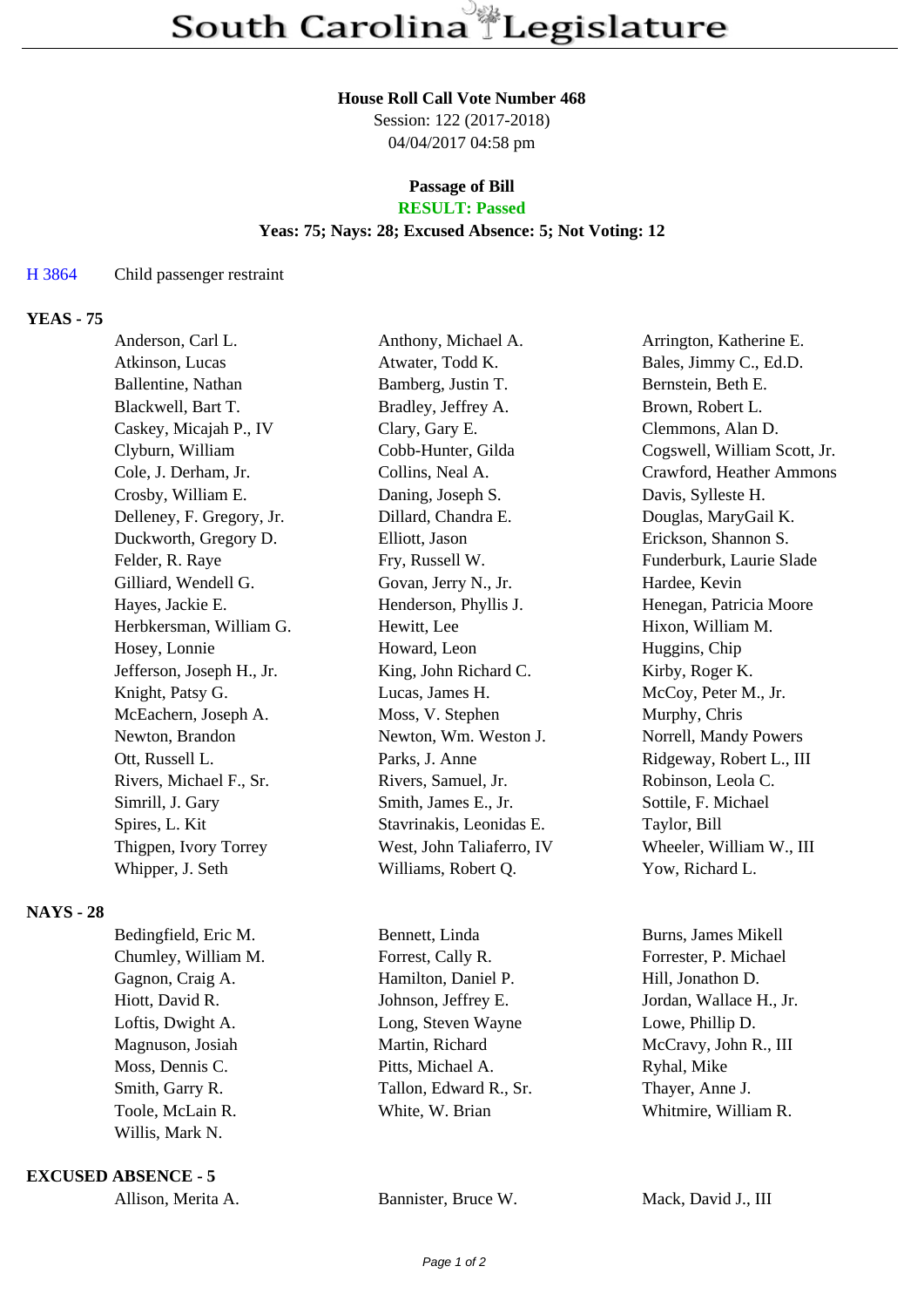# South Carolina Legislature

**House Roll Call Vote Number 468**
Session: 122 (2017-2018)
04/04/2017 04:58 pm

**Passage of Bill**
**RESULT: Passed**
**Yeas: 75; Nays: 28; Excused Absence: 5; Not Voting: 12**

H 3864 Child passenger restraint

## YEAS - 75

| | | |
|---|---|---|
| Anderson, Carl L. | Anthony, Michael A. | Arrington, Katherine E. |
| Atkinson, Lucas | Atwater, Todd K. | Bales, Jimmy C., Ed.D. |
| Ballentine, Nathan | Bamberg, Justin T. | Bernstein, Beth E. |
| Blackwell, Bart T. | Bradley, Jeffrey A. | Brown, Robert L. |
| Caskey, Micajah P., IV | Clary, Gary E. | Clemmons, Alan D. |
| Clyburn, William | Cobb-Hunter, Gilda | Cogswell, William Scott, Jr. |
| Cole, J. Derham, Jr. | Collins, Neal A. | Crawford, Heather Ammons |
| Crosby, William E. | Daning, Joseph S. | Davis, Sylleste H. |
| Delleney, F. Gregory, Jr. | Dillard, Chandra E. | Douglas, MaryGail K. |
| Duckworth, Gregory D. | Elliott, Jason | Erickson, Shannon S. |
| Felder, R. Raye | Fry, Russell W. | Funderburk, Laurie Slade |
| Gilliard, Wendell G. | Govan, Jerry N., Jr. | Hardee, Kevin |
| Hayes, Jackie E. | Henderson, Phyllis J. | Henegan, Patricia Moore |
| Herbkersman, William G. | Hewitt, Lee | Hixon, William M. |
| Hosey, Lonnie | Howard, Leon | Huggins, Chip |
| Jefferson, Joseph H., Jr. | King, John Richard C. | Kirby, Roger K. |
| Knight, Patsy G. | Lucas, James H. | McCoy, Peter M., Jr. |
| McEachern, Joseph A. | Moss, V. Stephen | Murphy, Chris |
| Newton, Brandon | Newton, Wm. Weston J. | Norrell, Mandy Powers |
| Ott, Russell L. | Parks, J. Anne | Ridgeway, Robert L., III |
| Rivers, Michael F., Sr. | Rivers, Samuel, Jr. | Robinson, Leola C. |
| Simrill, J. Gary | Smith, James E., Jr. | Sottile, F. Michael |
| Spires, L. Kit | Stavrinakis, Leonidas E. | Taylor, Bill |
| Thigpen, Ivory Torrey | West, John Taliaferro, IV | Wheeler, William W., III |
| Whipper, J. Seth | Williams, Robert Q. | Yow, Richard L. |

## NAYS - 28

| | | |
|---|---|---|
| Bedingfield, Eric M. | Bennett, Linda | Burns, James Mikell |
| Chumley, William M. | Forrest, Cally R. | Forrester, P. Michael |
| Gagnon, Craig A. | Hamilton, Daniel P. | Hill, Jonathon D. |
| Hiott, David R. | Johnson, Jeffrey E. | Jordan, Wallace H., Jr. |
| Loftis, Dwight A. | Long, Steven Wayne | Lowe, Phillip D. |
| Magnuson, Josiah | Martin, Richard | McCravy, John R., III |
| Moss, Dennis C. | Pitts, Michael A. | Ryhal, Mike |
| Smith, Garry R. | Tallon, Edward R., Sr. | Thayer, Anne J. |
| Toole, McLain R. | White, W. Brian | Whitmire, William R. |
| Willis, Mark N. | | |

## EXCUSED ABSENCE - 5

| | | |
|---|---|---|
| Allison, Merita A. | Bannister, Bruce W. | Mack, David J., III |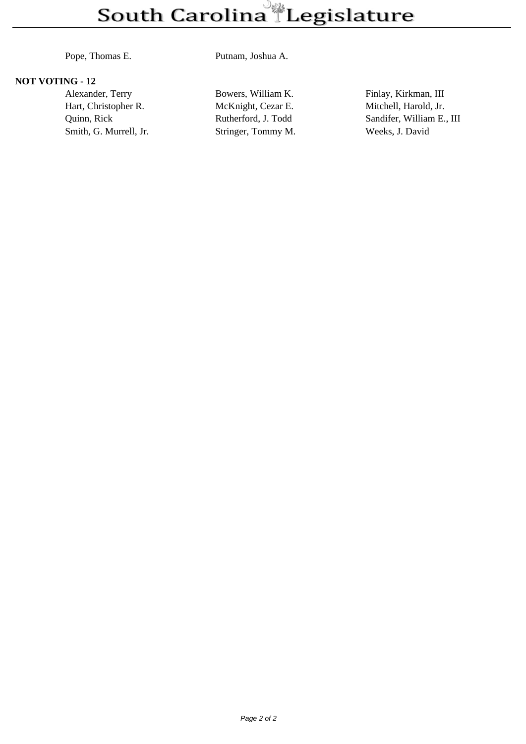| | | |
|---|---|---|
| Pope, Thomas E. | Putnam, Joshua A. | |

**NOT VOTING - 12**

| | | |
|---|---|---|
| Alexander, Terry | Bowers, William K. | Finlay, Kirkman, III |
| Hart, Christopher R. | McKnight, Cezar E. | Mitchell, Harold, Jr. |
| Quinn, Rick | Rutherford, J. Todd | Sandifer, William E., III |
| Smith, G. Murrell, Jr. | Stringer, Tommy M. | Weeks, J. David |